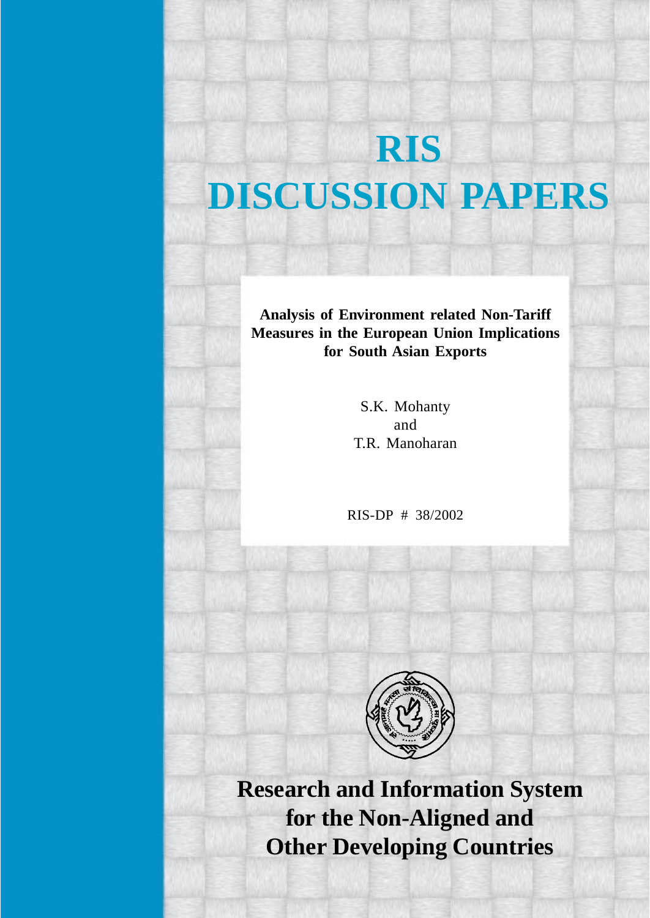# RIS DISCUSSION PAPERS

**Analysis of Environment related Non-Tariff Measures in the European Union Implications for South Asian Exports**

S.K. Mohanty
and
T.R. Manoharan

RIS-DP # 38/2002

**Research and Information System for the Non-Aligned and Other Developing Countries**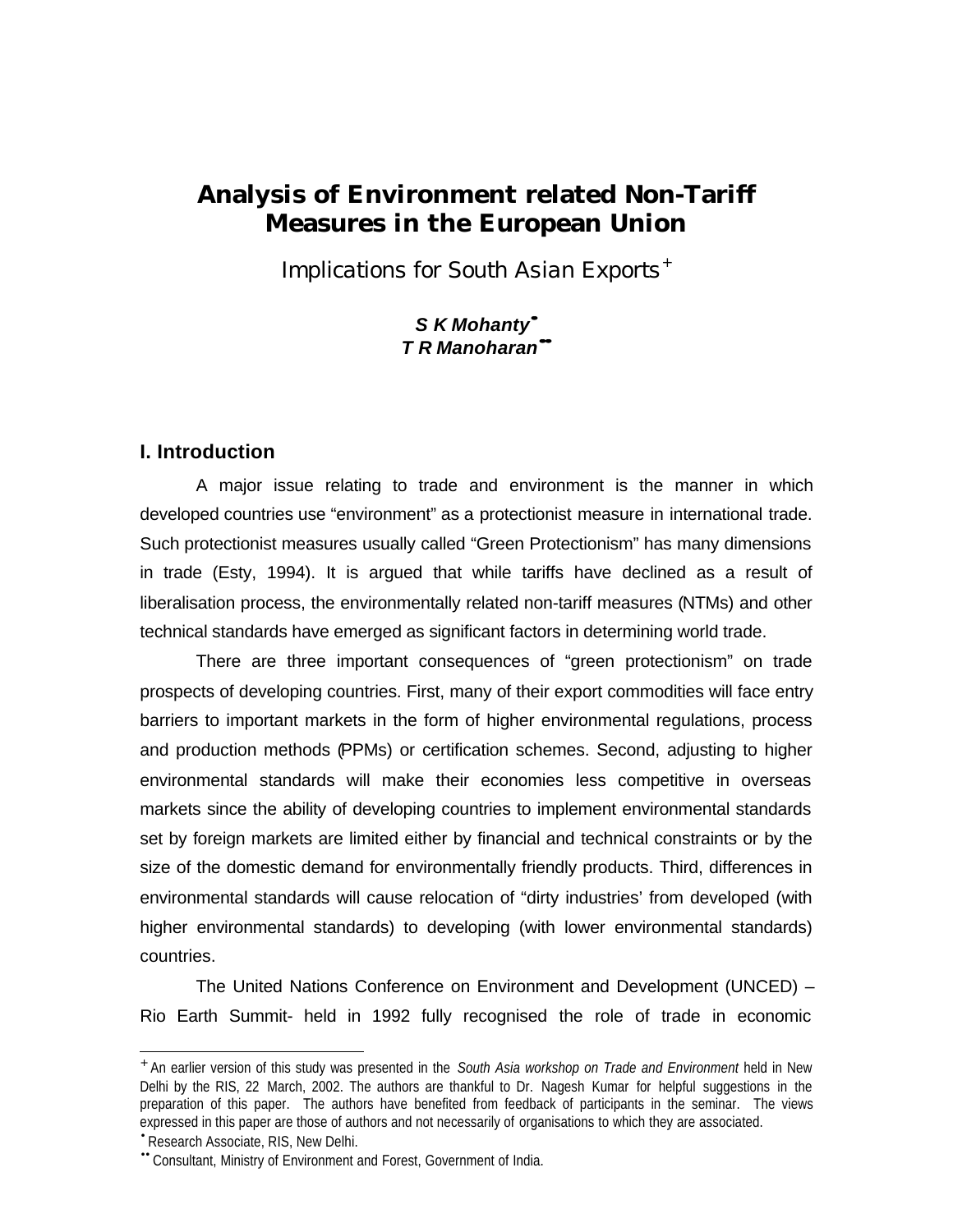# Analysis of Environment related Non-Tariff Measures in the European Union

Implications for South Asian Exports [+]

***S K Mohanty*** [•]
***T R Manoharan*** [••]

## I. Introduction

A major issue relating to trade and environment is the manner in which developed countries use "environment" as a protectionist measure in international trade. Such protectionist measures usually called "Green Protectionism" has many dimensions in trade (Esty, 1994). It is argued that while tariffs have declined as a result of liberalisation process, the environmentally related non-tariff measures (NTMs) and other technical standards have emerged as significant factors in determining world trade.

There are three important consequences of "green protectionism" on trade prospects of developing countries. First, many of their export commodities will face entry barriers to important markets in the form of higher environmental regulations, process and production methods (PPMs) or certification schemes. Second, adjusting to higher environmental standards will make their economies less competitive in overseas markets since the ability of developing countries to implement environmental standards set by foreign markets are limited either by financial and technical constraints or by the size of the domestic demand for environmentally friendly products. Third, differences in environmental standards will cause relocation of "dirty industries' from developed (with higher environmental standards) to developing (with lower environmental standards) countries.

The United Nations Conference on Environment and Development (UNCED) – Rio Earth Summit- held in 1992 fully recognised the role of trade in economic

---

[+] An earlier version of this study was presented in the *South Asia workshop on Trade and Environment* held in New Delhi by the RIS, 22 March, 2002. The authors are thankful to Dr. Nagesh Kumar for helpful suggestions in the preparation of this paper. The authors have benefited from feedback of participants in the seminar. The views expressed in this paper are those of authors and not necessarily of organisations to which they are associated.

[•] Research Associate, RIS, New Delhi.

[••] Consultant, Ministry of Environment and Forest, Government of India.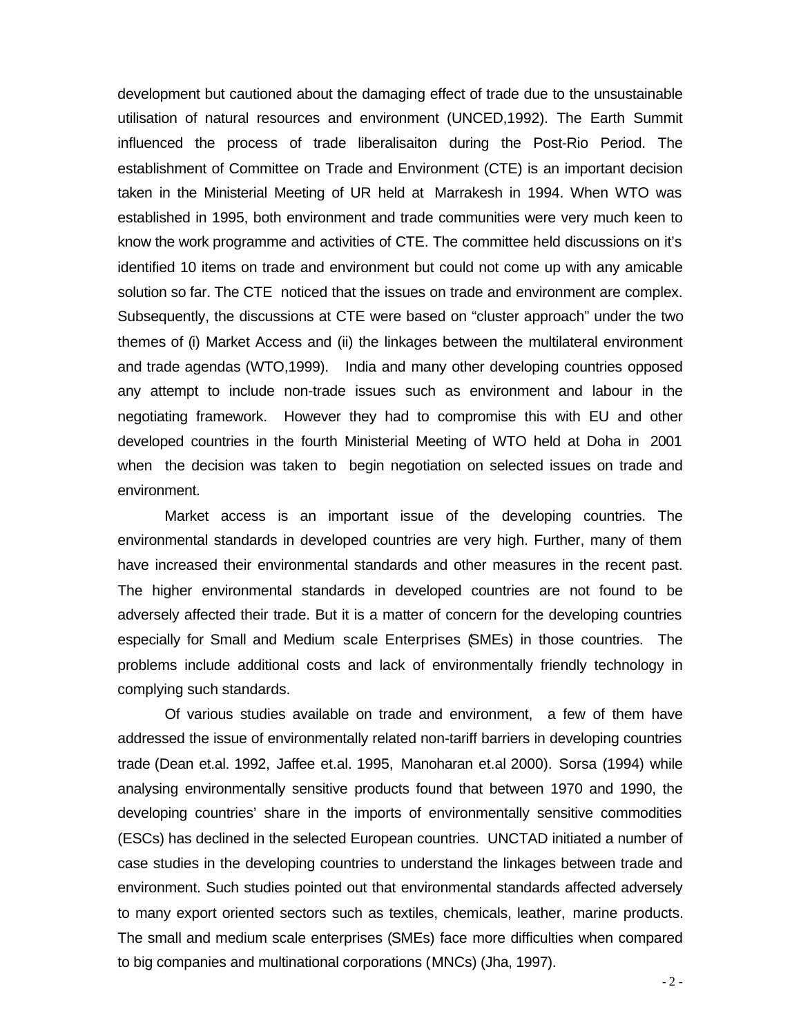development but cautioned about the damaging effect of trade due to the unsustainable utilisation of natural resources and environment (UNCED,1992). The Earth Summit influenced the process of trade liberalisaiton during the Post-Rio Period. The establishment of Committee on Trade and Environment (CTE) is an important decision taken in the Ministerial Meeting of UR held at Marrakesh in 1994. When WTO was established in 1995, both environment and trade communities were very much keen to know the work programme and activities of CTE. The committee held discussions on it's identified 10 items on trade and environment but could not come up with any amicable solution so far. The CTE noticed that the issues on trade and environment are complex. Subsequently, the discussions at CTE were based on "cluster approach" under the two themes of (i) Market Access and (ii) the linkages between the multilateral environment and trade agendas (WTO,1999). India and many other developing countries opposed any attempt to include non-trade issues such as environment and labour in the negotiating framework. However they had to compromise this with EU and other developed countries in the fourth Ministerial Meeting of WTO held at Doha in 2001 when the decision was taken to begin negotiation on selected issues on trade and environment.

Market access is an important issue of the developing countries. The environmental standards in developed countries are very high. Further, many of them have increased their environmental standards and other measures in the recent past. The higher environmental standards in developed countries are not found to be adversely affected their trade. But it is a matter of concern for the developing countries especially for Small and Medium scale Enterprises (SMEs) in those countries. The problems include additional costs and lack of environmentally friendly technology in complying such standards.

Of various studies available on trade and environment, a few of them have addressed the issue of environmentally related non-tariff barriers in developing countries trade (Dean et.al. 1992, Jaffee et.al. 1995, Manoharan et.al 2000). Sorsa (1994) while analysing environmentally sensitive products found that between 1970 and 1990, the developing countries' share in the imports of environmentally sensitive commodities (ESCs) has declined in the selected European countries. UNCTAD initiated a number of case studies in the developing countries to understand the linkages between trade and environment. Such studies pointed out that environmental standards affected adversely to many export oriented sectors such as textiles, chemicals, leather, marine products. The small and medium scale enterprises (SMEs) face more difficulties when compared to big companies and multinational corporations (MNCs) (Jha, 1997).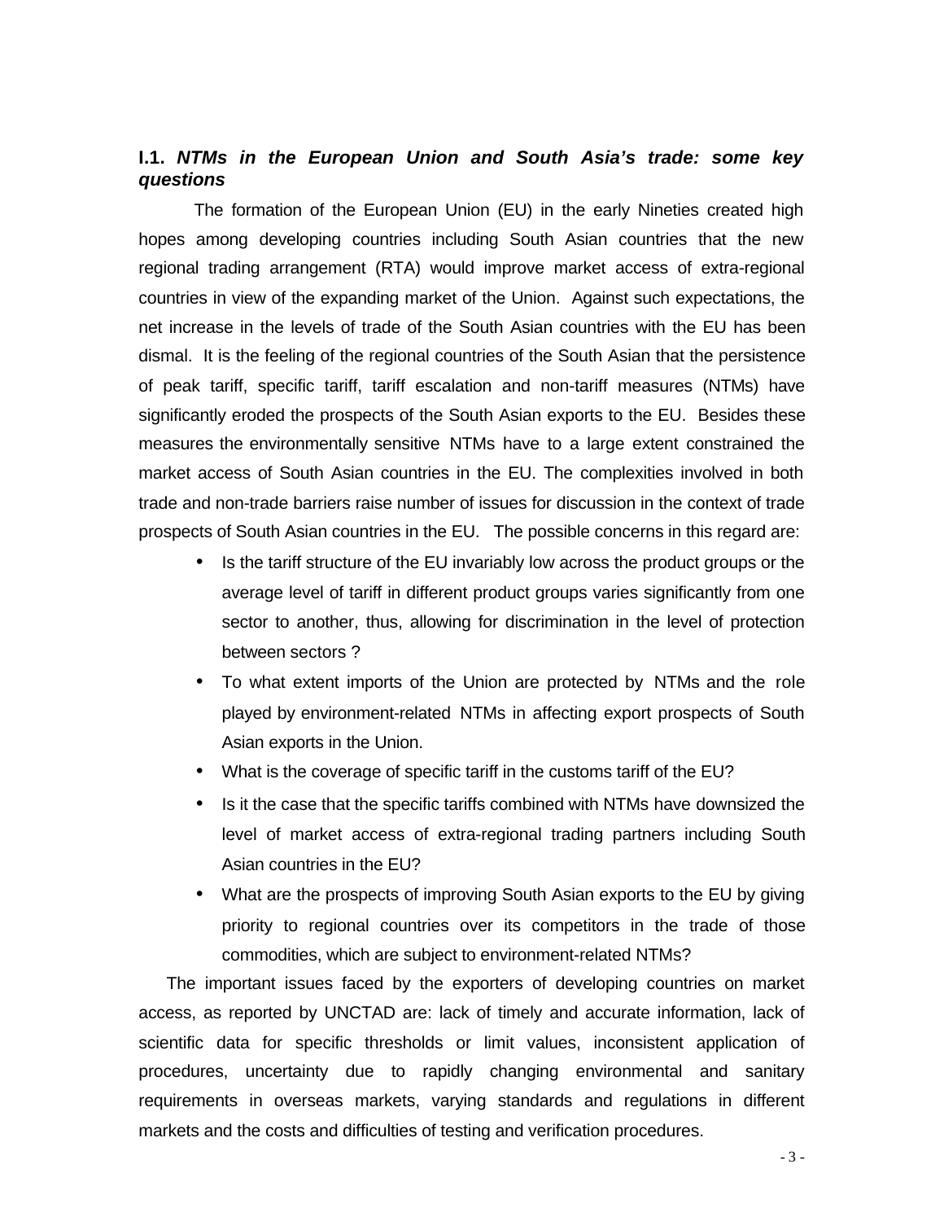### I.1. *NTMs in the European Union and South Asia's trade: some key questions*

The formation of the European Union (EU) in the early Nineties created high hopes among developing countries including South Asian countries that the new regional trading arrangement (RTA) would improve market access of extra-regional countries in view of the expanding market of the Union. Against such expectations, the net increase in the levels of trade of the South Asian countries with the EU has been dismal. It is the feeling of the regional countries of the South Asian that the persistence of peak tariff, specific tariff, tariff escalation and non-tariff measures (NTMs) have significantly eroded the prospects of the South Asian exports to the EU. Besides these measures the environmentally sensitive NTMs have to a large extent constrained the market access of South Asian countries in the EU. The complexities involved in both trade and non-trade barriers raise number of issues for discussion in the context of trade prospects of South Asian countries in the EU. The possible concerns in this regard are:

- Is the tariff structure of the EU invariably low across the product groups or the average level of tariff in different product groups varies significantly from one sector to another, thus, allowing for discrimination in the level of protection between sectors ?
- To what extent imports of the Union are protected by NTMs and the role played by environment-related NTMs in affecting export prospects of South Asian exports in the Union.
- What is the coverage of specific tariff in the customs tariff of the EU?
- Is it the case that the specific tariffs combined with NTMs have downsized the level of market access of extra-regional trading partners including South Asian countries in the EU?
- What are the prospects of improving South Asian exports to the EU by giving priority to regional countries over its competitors in the trade of those commodities, which are subject to environment-related NTMs?

The important issues faced by the exporters of developing countries on market access, as reported by UNCTAD are: lack of timely and accurate information, lack of scientific data for specific thresholds or limit values, inconsistent application of procedures, uncertainty due to rapidly changing environmental and sanitary requirements in overseas markets, varying standards and regulations in different markets and the costs and difficulties of testing and verification procedures.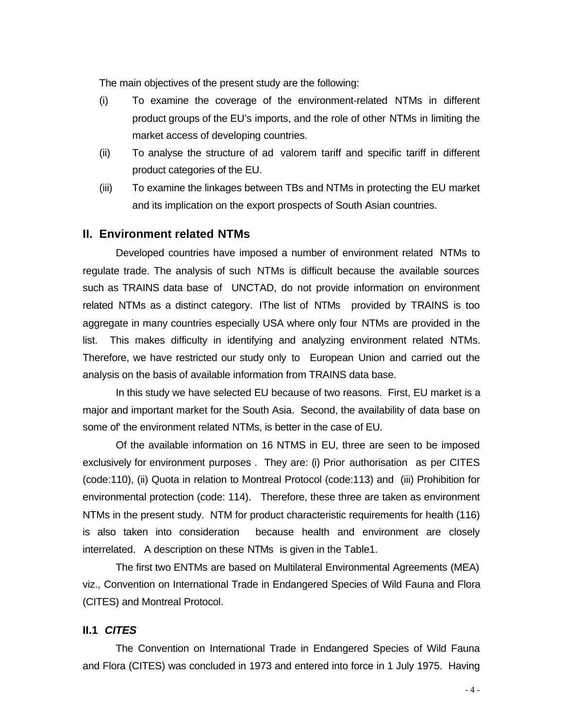The main objectives of the present study are the following:

(i) To examine the coverage of the environment-related NTMs in different product groups of the EU's imports, and the role of other NTMs in limiting the market access of developing countries.

(ii) To analyse the structure of ad valorem tariff and specific tariff in different product categories of the EU.

(iii) To examine the linkages between TBs and NTMs in protecting the EU market and its implication on the export prospects of South Asian countries.

## II. Environment related NTMs

Developed countries have imposed a number of environment related NTMs to regulate trade. The analysis of such NTMs is difficult because the available sources such as TRAINS data base of UNCTAD, do not provide information on environment related NTMs as a distinct category. IThe list of NTMs provided by TRAINS is too aggregate in many countries especially USA where only four NTMs are provided in the list. This makes difficulty in identifying and analyzing environment related NTMs. Therefore, we have restricted our study only to European Union and carried out the analysis on the basis of available information from TRAINS data base.

In this study we have selected EU because of two reasons. First, EU market is a major and important market for the South Asia. Second, the availability of data base on some of' the environment related NTMs, is better in the case of EU.

Of the available information on 16 NTMS in EU, three are seen to be imposed exclusively for environment purposes . They are: (i) Prior authorisation as per CITES (code:110), (ii) Quota in relation to Montreal Protocol (code:113) and (iii) Prohibition for environmental protection (code: 114). Therefore, these three are taken as environment NTMs in the present study. NTM for product characteristic requirements for health (116) is also taken into consideration because health and environment are closely interrelated. A description on these NTMs is given in the Table1.

The first two ENTMs are based on Multilateral Environmental Agreements (MEA) viz., Convention on International Trade in Endangered Species of Wild Fauna and Flora (CITES) and Montreal Protocol.

### II.1 *CITES*

The Convention on International Trade in Endangered Species of Wild Fauna and Flora (CITES) was concluded in 1973 and entered into force in 1 July 1975. Having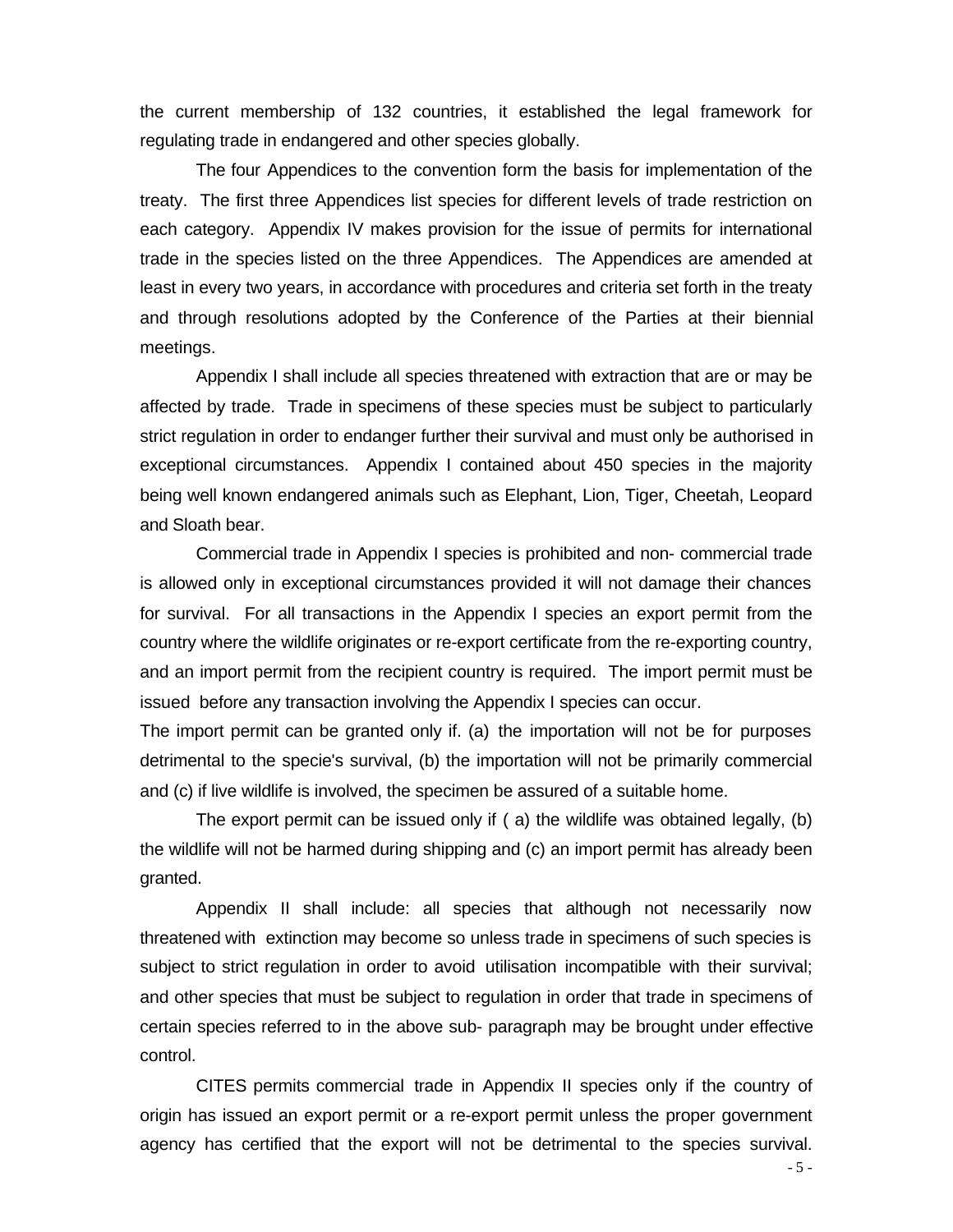the current membership of 132 countries, it established the legal framework for regulating trade in endangered and other species globally.

The four Appendices to the convention form the basis for implementation of the treaty. The first three Appendices list species for different levels of trade restriction on each category. Appendix IV makes provision for the issue of permits for international trade in the species listed on the three Appendices. The Appendices are amended at least in every two years, in accordance with procedures and criteria set forth in the treaty and through resolutions adopted by the Conference of the Parties at their biennial meetings.

Appendix I shall include all species threatened with extraction that are or may be affected by trade. Trade in specimens of these species must be subject to particularly strict regulation in order to endanger further their survival and must only be authorised in exceptional circumstances. Appendix I contained about 450 species in the majority being well known endangered animals such as Elephant, Lion, Tiger, Cheetah, Leopard and Sloath bear.

Commercial trade in Appendix I species is prohibited and non- commercial trade is allowed only in exceptional circumstances provided it will not damage their chances for survival. For all transactions in the Appendix I species an export permit from the country where the wildlife originates or re-export certificate from the re-exporting country, and an import permit from the recipient country is required. The import permit must be issued before any transaction involving the Appendix I species can occur.

The import permit can be granted only if. (a) the importation will not be for purposes detrimental to the specie's survival, (b) the importation will not be primarily commercial and (c) if live wildlife is involved, the specimen be assured of a suitable home.

The export permit can be issued only if ( a) the wildlife was obtained legally, (b) the wildlife will not be harmed during shipping and (c) an import permit has already been granted.

Appendix II shall include: all species that although not necessarily now threatened with extinction may become so unless trade in specimens of such species is subject to strict regulation in order to avoid utilisation incompatible with their survival; and other species that must be subject to regulation in order that trade in specimens of certain species referred to in the above sub- paragraph may be brought under effective control.

CITES permits commercial trade in Appendix II species only if the country of origin has issued an export permit or a re-export permit unless the proper government agency has certified that the export will not be detrimental to the species survival.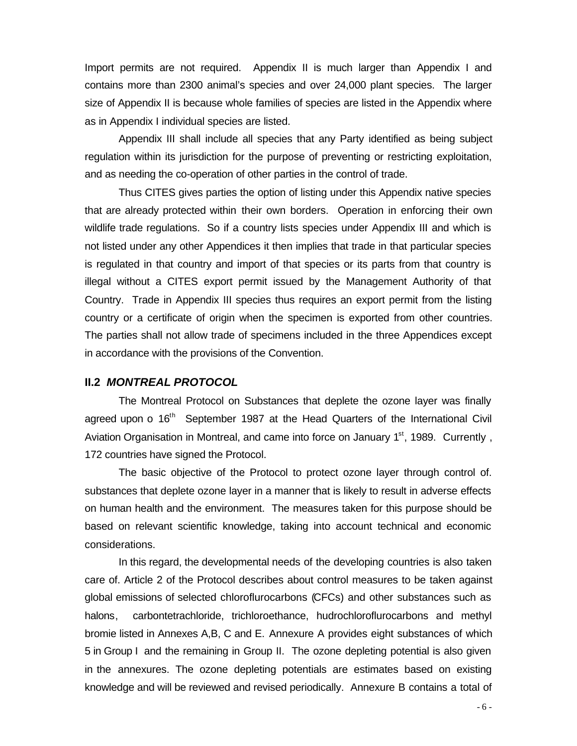Import permits are not required. Appendix II is much larger than Appendix I and contains more than 2300 animal's species and over 24,000 plant species. The larger size of Appendix II is because whole families of species are listed in the Appendix where as in Appendix I individual species are listed.

Appendix III shall include all species that any Party identified as being subject regulation within its jurisdiction for the purpose of preventing or restricting exploitation, and as needing the co-operation of other parties in the control of trade.

Thus CITES gives parties the option of listing under this Appendix native species that are already protected within their own borders. Operation in enforcing their own wildlife trade regulations. So if a country lists species under Appendix III and which is not listed under any other Appendices it then implies that trade in that particular species is regulated in that country and import of that species or its parts from that country is illegal without a CITES export permit issued by the Management Authority of that Country. Trade in Appendix III species thus requires an export permit from the listing country or a certificate of origin when the specimen is exported from other countries. The parties shall not allow trade of specimens included in the three Appendices except in accordance with the provisions of the Convention.

### II.2 *MONTREAL PROTOCOL*

The Montreal Protocol on Substances that deplete the ozone layer was finally agreed upon o 16th September 1987 at the Head Quarters of the International Civil Aviation Organisation in Montreal, and came into force on January 1st, 1989. Currently , 172 countries have signed the Protocol.

The basic objective of the Protocol to protect ozone layer through control of. substances that deplete ozone layer in a manner that is likely to result in adverse effects on human health and the environment. The measures taken for this purpose should be based on relevant scientific knowledge, taking into account technical and economic considerations.

In this regard, the developmental needs of the developing countries is also taken care of. Article 2 of the Protocol describes about control measures to be taken against global emissions of selected chloroflurocarbons (CFCs) and other substances such as halons, carbontetrachloride, trichloroethance, hudrochloroflurocarbons and methyl bromie listed in Annexes A,B, C and E. Annexure A provides eight substances of which 5 in Group I and the remaining in Group II. The ozone depleting potential is also given in the annexures. The ozone depleting potentials are estimates based on existing knowledge and will be reviewed and revised periodically. Annexure B contains a total of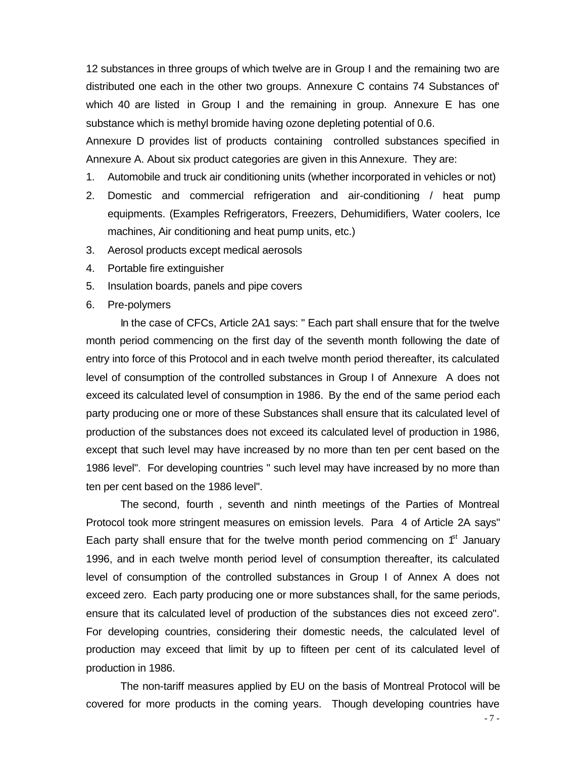12 substances in three groups of which twelve are in Group I and the remaining two are distributed one each in the other two groups. Annexure C contains 74 Substances of' which 40 are listed in Group I and the remaining in group. Annexure E has one substance which is methyl bromide having ozone depleting potential of 0.6.

Annexure D provides list of products containing controlled substances specified in Annexure A. About six product categories are given in this Annexure. They are:

1. Automobile and truck air conditioning units (whether incorporated in vehicles or not)
2. Domestic and commercial refrigeration and air-conditioning / heat pump equipments. (Examples Refrigerators, Freezers, Dehumidifiers, Water coolers, Ice machines, Air conditioning and heat pump units, etc.)
3. Aerosol products except medical aerosols
4. Portable fire extinguisher
5. Insulation boards, panels and pipe covers
6. Pre-polymers

In the case of CFCs, Article 2A1 says: " Each part shall ensure that for the twelve month period commencing on the first day of the seventh month following the date of entry into force of this Protocol and in each twelve month period thereafter, its calculated level of consumption of the controlled substances in Group I of Annexure A does not exceed its calculated level of consumption in 1986. By the end of the same period each party producing one or more of these Substances shall ensure that its calculated level of production of the substances does not exceed its calculated level of production in 1986, except that such level may have increased by no more than ten per cent based on the 1986 level". For developing countries " such level may have increased by no more than ten per cent based on the 1986 level".

The second, fourth , seventh and ninth meetings of the Parties of Montreal Protocol took more stringent measures on emission levels. Para 4 of Article 2A says" Each party shall ensure that for the twelve month period commencing on 1st January 1996, and in each twelve month period level of consumption thereafter, its calculated level of consumption of the controlled substances in Group I of Annex A does not exceed zero. Each party producing one or more substances shall, for the same periods, ensure that its calculated level of production of the substances dies not exceed zero". For developing countries, considering their domestic needs, the calculated level of production may exceed that limit by up to fifteen per cent of its calculated level of production in 1986.

The non-tariff measures applied by EU on the basis of Montreal Protocol will be covered for more products in the coming years. Though developing countries have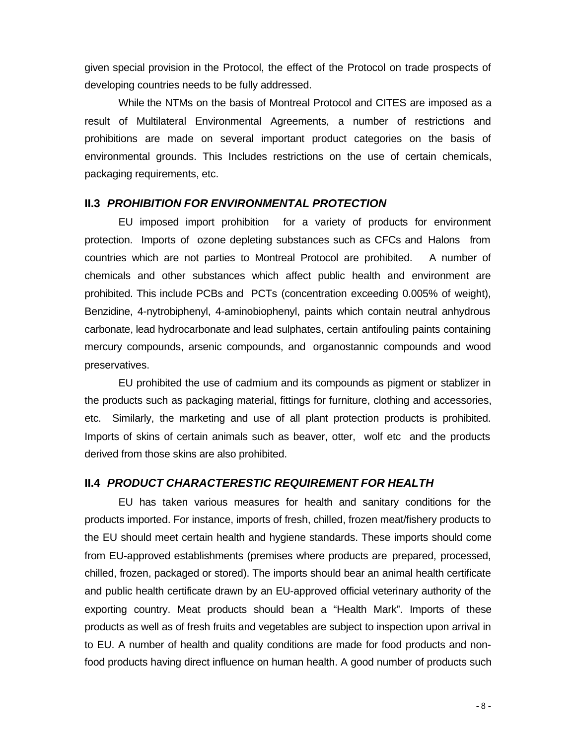given special provision in the Protocol, the effect of the Protocol on trade prospects of developing countries needs to be fully addressed.

While the NTMs on the basis of Montreal Protocol and CITES are imposed as a result of Multilateral Environmental Agreements, a number of restrictions and prohibitions are made on several important product categories on the basis of environmental grounds. This Includes restrictions on the use of certain chemicals, packaging requirements, etc.

### II.3 *PROHIBITION FOR ENVIRONMENTAL PROTECTION*

EU imposed import prohibition for a variety of products for environment protection. Imports of ozone depleting substances such as CFCs and Halons from countries which are not parties to Montreal Protocol are prohibited. A number of chemicals and other substances which affect public health and environment are prohibited. This include PCBs and PCTs (concentration exceeding 0.005% of weight), Benzidine, 4-nytrobiphenyl, 4-aminobiophenyl, paints which contain neutral anhydrous carbonate, lead hydrocarbonate and lead sulphates, certain antifouling paints containing mercury compounds, arsenic compounds, and organostannic compounds and wood preservatives.

EU prohibited the use of cadmium and its compounds as pigment or stablizer in the products such as packaging material, fittings for furniture, clothing and accessories, etc. Similarly, the marketing and use of all plant protection products is prohibited. Imports of skins of certain animals such as beaver, otter, wolf etc and the products derived from those skins are also prohibited.

### II.4 *PRODUCT CHARACTERESTIC REQUIREMENT FOR HEALTH*

EU has taken various measures for health and sanitary conditions for the products imported. For instance, imports of fresh, chilled, frozen meat/fishery products to the EU should meet certain health and hygiene standards. These imports should come from EU-approved establishments (premises where products are prepared, processed, chilled, frozen, packaged or stored). The imports should bear an animal health certificate and public health certificate drawn by an EU-approved official veterinary authority of the exporting country. Meat products should bean a "Health Mark". Imports of these products as well as of fresh fruits and vegetables are subject to inspection upon arrival in to EU. A number of health and quality conditions are made for food products and non-food products having direct influence on human health. A good number of products such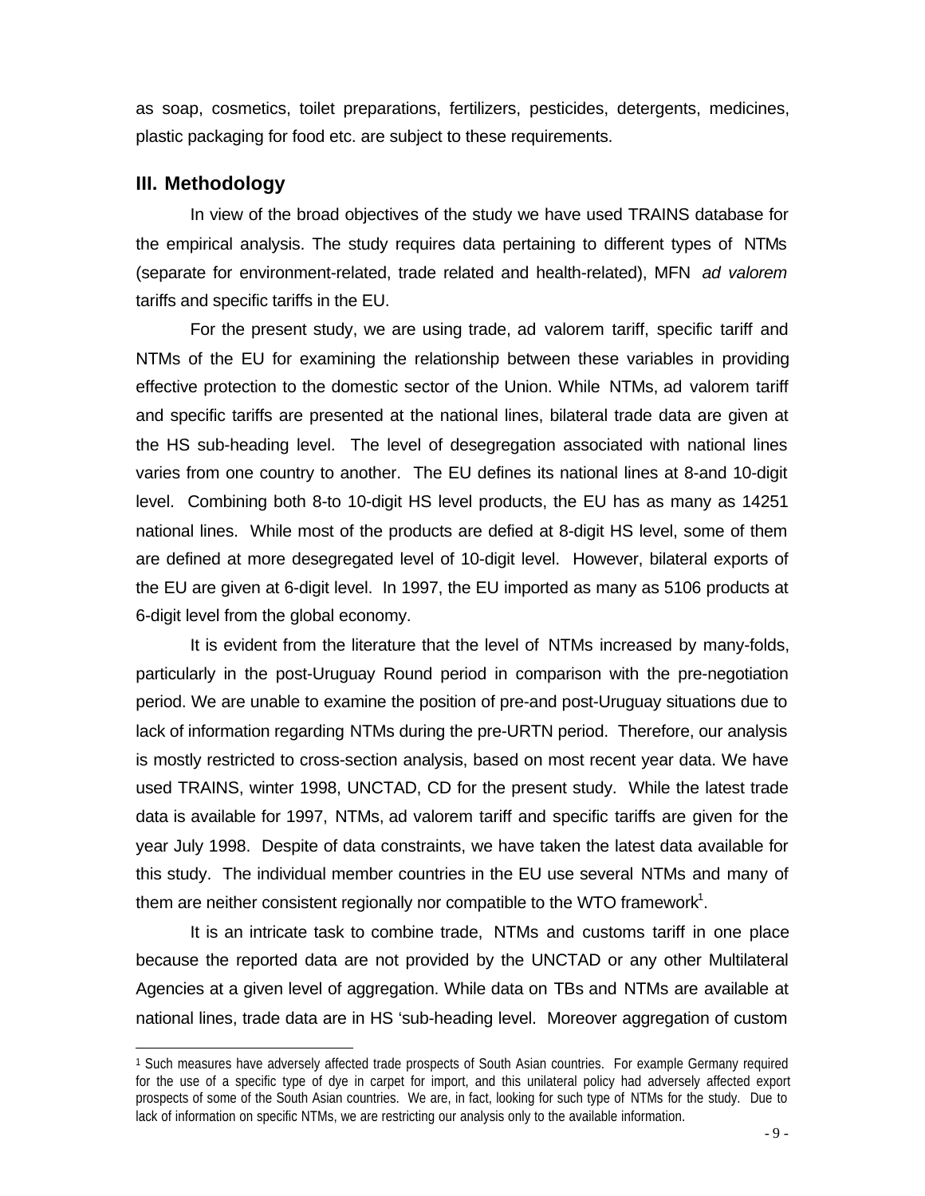as soap, cosmetics, toilet preparations, fertilizers, pesticides, detergents, medicines, plastic packaging for food etc. are subject to these requirements.

## III. Methodology

In view of the broad objectives of the study we have used TRAINS database for the empirical analysis. The study requires data pertaining to different types of NTMs (separate for environment-related, trade related and health-related), MFN *ad valorem* tariffs and specific tariffs in the EU.

For the present study, we are using trade, ad valorem tariff, specific tariff and NTMs of the EU for examining the relationship between these variables in providing effective protection to the domestic sector of the Union. While NTMs, ad valorem tariff and specific tariffs are presented at the national lines, bilateral trade data are given at the HS sub-heading level. The level of desegregation associated with national lines varies from one country to another. The EU defines its national lines at 8-and 10-digit level. Combining both 8-to 10-digit HS level products, the EU has as many as 14251 national lines. While most of the products are defied at 8-digit HS level, some of them are defined at more desegregated level of 10-digit level. However, bilateral exports of the EU are given at 6-digit level. In 1997, the EU imported as many as 5106 products at 6-digit level from the global economy.

It is evident from the literature that the level of NTMs increased by many-folds, particularly in the post-Uruguay Round period in comparison with the pre-negotiation period. We are unable to examine the position of pre-and post-Uruguay situations due to lack of information regarding NTMs during the pre-URTN period. Therefore, our analysis is mostly restricted to cross-section analysis, based on most recent year data. We have used TRAINS, winter 1998, UNCTAD, CD for the present study. While the latest trade data is available for 1997, NTMs, ad valorem tariff and specific tariffs are given for the year July 1998. Despite of data constraints, we have taken the latest data available for this study. The individual member countries in the EU use several NTMs and many of them are neither consistent regionally nor compatible to the WTO framework[1].

It is an intricate task to combine trade, NTMs and customs tariff in one place because the reported data are not provided by the UNCTAD or any other Multilateral Agencies at a given level of aggregation. While data on TBs and NTMs are available at national lines, trade data are in HS 'sub-heading level. Moreover aggregation of custom

---

[1] Such measures have adversely affected trade prospects of South Asian countries. For example Germany required for the use of a specific type of dye in carpet for import, and this unilateral policy had adversely affected export prospects of some of the South Asian countries. We are, in fact, looking for such type of NTMs for the study. Due to lack of information on specific NTMs, we are restricting our analysis only to the available information.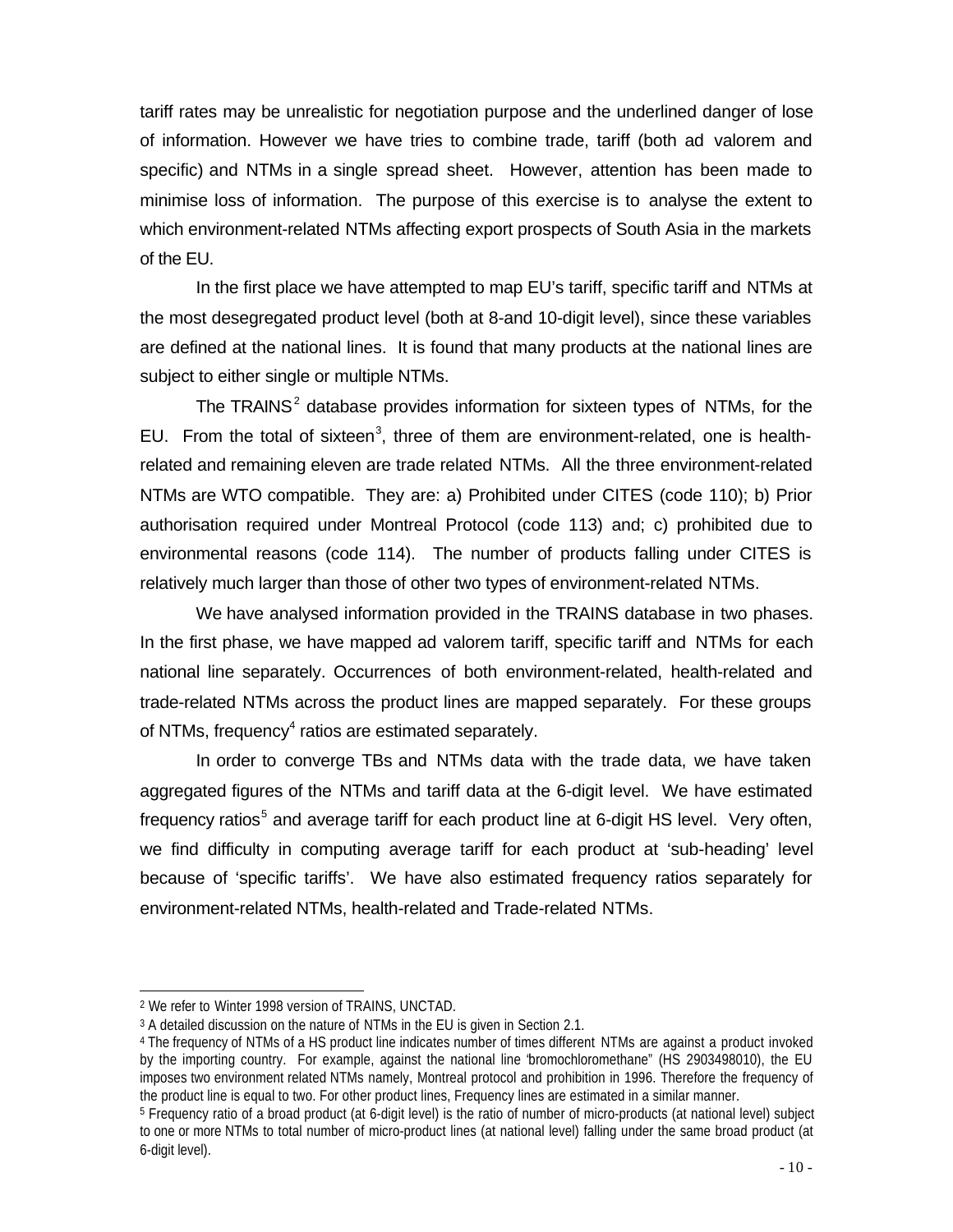tariff rates may be unrealistic for negotiation purpose and the underlined danger of lose of information. However we have tries to combine trade, tariff (both ad valorem and specific) and NTMs in a single spread sheet. However, attention has been made to minimise loss of information. The purpose of this exercise is to analyse the extent to which environment-related NTMs affecting export prospects of South Asia in the markets of the EU.

In the first place we have attempted to map EU's tariff, specific tariff and NTMs at the most desegregated product level (both at 8-and 10-digit level), since these variables are defined at the national lines. It is found that many products at the national lines are subject to either single or multiple NTMs.

The TRAINS[2] database provides information for sixteen types of NTMs, for the EU. From the total of sixteen[3], three of them are environment-related, one is health-related and remaining eleven are trade related NTMs. All the three environment-related NTMs are WTO compatible. They are: a) Prohibited under CITES (code 110); b) Prior authorisation required under Montreal Protocol (code 113) and; c) prohibited due to environmental reasons (code 114). The number of products falling under CITES is relatively much larger than those of other two types of environment-related NTMs.

We have analysed information provided in the TRAINS database in two phases. In the first phase, we have mapped ad valorem tariff, specific tariff and NTMs for each national line separately. Occurrences of both environment-related, health-related and trade-related NTMs across the product lines are mapped separately. For these groups of NTMs, frequency[4] ratios are estimated separately.

In order to converge TBs and NTMs data with the trade data, we have taken aggregated figures of the NTMs and tariff data at the 6-digit level. We have estimated frequency ratios[5] and average tariff for each product line at 6-digit HS level. Very often, we find difficulty in computing average tariff for each product at 'sub-heading' level because of 'specific tariffs'. We have also estimated frequency ratios separately for environment-related NTMs, health-related and Trade-related NTMs.

---

[2] We refer to Winter 1998 version of TRAINS, UNCTAD.

[3] A detailed discussion on the nature of NTMs in the EU is given in Section 2.1.

[4] The frequency of NTMs of a HS product line indicates number of times different NTMs are against a product invoked by the importing country. For example, against the national line 'bromochloromethane" (HS 2903498010), the EU imposes two environment related NTMs namely, Montreal protocol and prohibition in 1996. Therefore the frequency of the product line is equal to two. For other product lines, Frequency lines are estimated in a similar manner.

[5] Frequency ratio of a broad product (at 6-digit level) is the ratio of number of micro-products (at national level) subject to one or more NTMs to total number of micro-product lines (at national level) falling under the same broad product (at 6-digit level).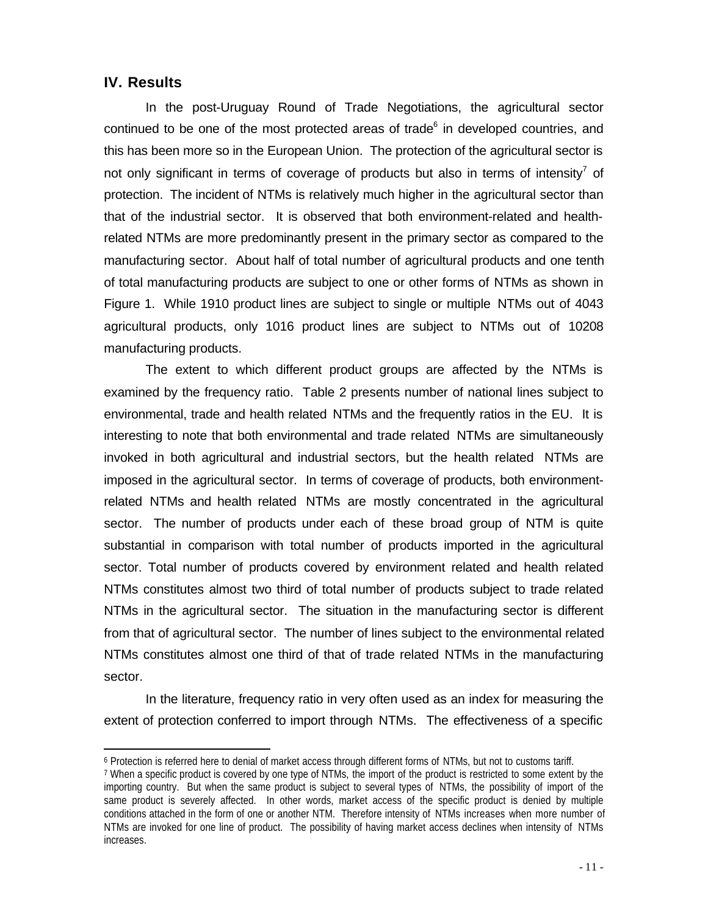## IV. Results

In the post-Uruguay Round of Trade Negotiations, the agricultural sector continued to be one of the most protected areas of trade[6] in developed countries, and this has been more so in the European Union. The protection of the agricultural sector is not only significant in terms of coverage of products but also in terms of intensity[7] of protection. The incident of NTMs is relatively much higher in the agricultural sector than that of the industrial sector. It is observed that both environment-related and health-related NTMs are more predominantly present in the primary sector as compared to the manufacturing sector. About half of total number of agricultural products and one tenth of total manufacturing products are subject to one or other forms of NTMs as shown in Figure 1. While 1910 product lines are subject to single or multiple NTMs out of 4043 agricultural products, only 1016 product lines are subject to NTMs out of 10208 manufacturing products.

The extent to which different product groups are affected by the NTMs is examined by the frequency ratio. Table 2 presents number of national lines subject to environmental, trade and health related NTMs and the frequently ratios in the EU. It is interesting to note that both environmental and trade related NTMs are simultaneously invoked in both agricultural and industrial sectors, but the health related NTMs are imposed in the agricultural sector. In terms of coverage of products, both environment-related NTMs and health related NTMs are mostly concentrated in the agricultural sector. The number of products under each of these broad group of NTM is quite substantial in comparison with total number of products imported in the agricultural sector. Total number of products covered by environment related and health related NTMs constitutes almost two third of total number of products subject to trade related NTMs in the agricultural sector. The situation in the manufacturing sector is different from that of agricultural sector. The number of lines subject to the environmental related NTMs constitutes almost one third of that of trade related NTMs in the manufacturing sector.

In the literature, frequency ratio in very often used as an index for measuring the extent of protection conferred to import through NTMs. The effectiveness of a specific

---

[6] Protection is referred here to denial of market access through different forms of NTMs, but not to customs tariff.

[7] When a specific product is covered by one type of NTMs, the import of the product is restricted to some extent by the importing country. But when the same product is subject to several types of NTMs, the possibility of import of the same product is severely affected. In other words, market access of the specific product is denied by multiple conditions attached in the form of one or another NTM. Therefore intensity of NTMs increases when more number of NTMs are invoked for one line of product. The possibility of having market access declines when intensity of NTMs increases.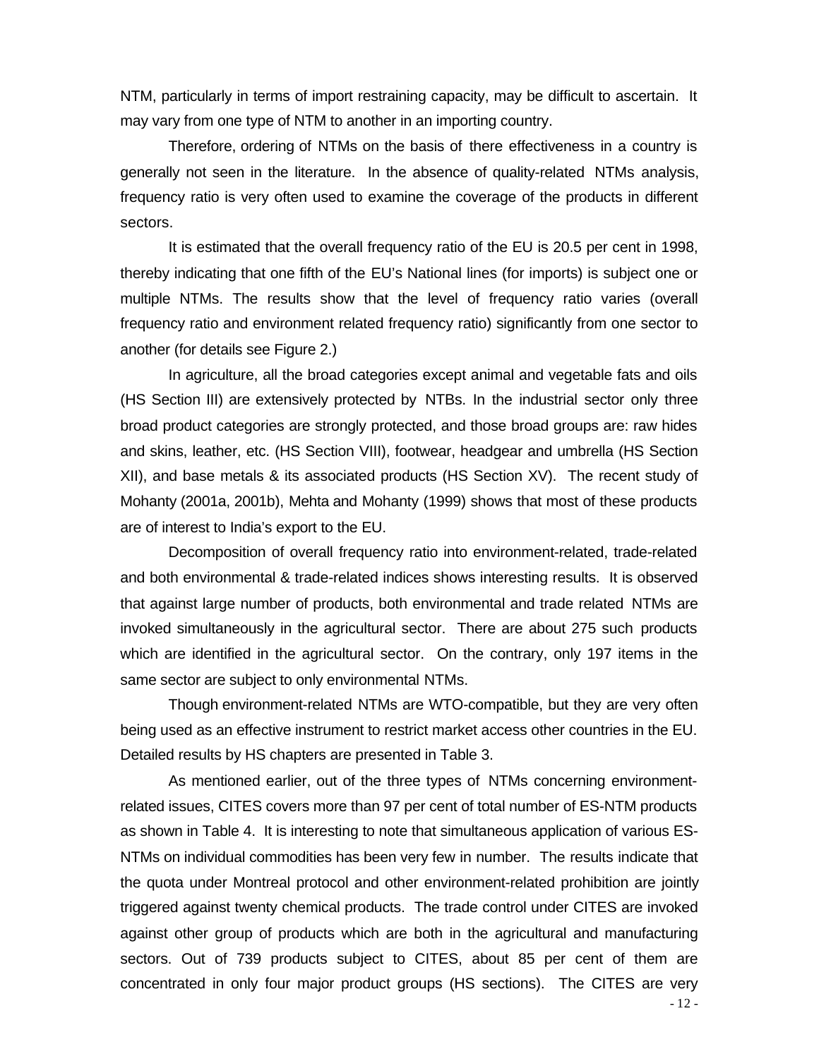NTM, particularly in terms of import restraining capacity, may be difficult to ascertain. It may vary from one type of NTM to another in an importing country.

Therefore, ordering of NTMs on the basis of there effectiveness in a country is generally not seen in the literature. In the absence of quality-related NTMs analysis, frequency ratio is very often used to examine the coverage of the products in different sectors.

It is estimated that the overall frequency ratio of the EU is 20.5 per cent in 1998, thereby indicating that one fifth of the EU's National lines (for imports) is subject one or multiple NTMs. The results show that the level of frequency ratio varies (overall frequency ratio and environment related frequency ratio) significantly from one sector to another (for details see Figure 2.)

In agriculture, all the broad categories except animal and vegetable fats and oils (HS Section III) are extensively protected by NTBs. In the industrial sector only three broad product categories are strongly protected, and those broad groups are: raw hides and skins, leather, etc. (HS Section VIII), footwear, headgear and umbrella (HS Section XII), and base metals & its associated products (HS Section XV). The recent study of Mohanty (2001a, 2001b), Mehta and Mohanty (1999) shows that most of these products are of interest to India's export to the EU.

Decomposition of overall frequency ratio into environment-related, trade-related and both environmental & trade-related indices shows interesting results. It is observed that against large number of products, both environmental and trade related NTMs are invoked simultaneously in the agricultural sector. There are about 275 such products which are identified in the agricultural sector. On the contrary, only 197 items in the same sector are subject to only environmental NTMs.

Though environment-related NTMs are WTO-compatible, but they are very often being used as an effective instrument to restrict market access other countries in the EU. Detailed results by HS chapters are presented in Table 3.

As mentioned earlier, out of the three types of NTMs concerning environment-related issues, CITES covers more than 97 per cent of total number of ES-NTM products as shown in Table 4. It is interesting to note that simultaneous application of various ES-NTMs on individual commodities has been very few in number. The results indicate that the quota under Montreal protocol and other environment-related prohibition are jointly triggered against twenty chemical products. The trade control under CITES are invoked against other group of products which are both in the agricultural and manufacturing sectors. Out of 739 products subject to CITES, about 85 per cent of them are concentrated in only four major product groups (HS sections). The CITES are very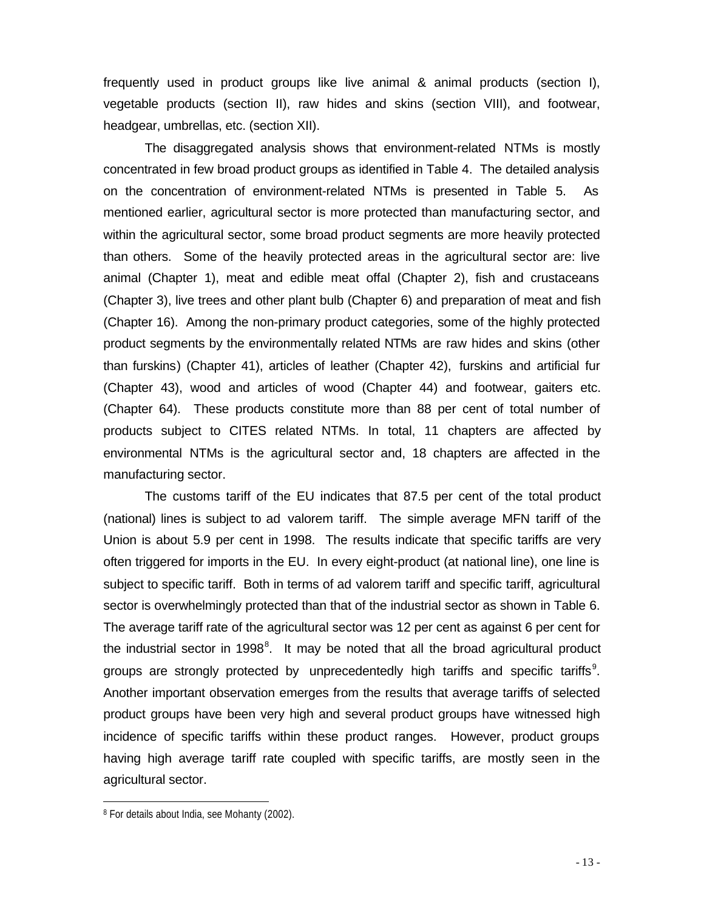frequently used in product groups like live animal & animal products (section I), vegetable products (section II), raw hides and skins (section VIII), and footwear, headgear, umbrellas, etc. (section XII).

The disaggregated analysis shows that environment-related NTMs is mostly concentrated in few broad product groups as identified in Table 4. The detailed analysis on the concentration of environment-related NTMs is presented in Table 5. As mentioned earlier, agricultural sector is more protected than manufacturing sector, and within the agricultural sector, some broad product segments are more heavily protected than others. Some of the heavily protected areas in the agricultural sector are: live animal (Chapter 1), meat and edible meat offal (Chapter 2), fish and crustaceans (Chapter 3), live trees and other plant bulb (Chapter 6) and preparation of meat and fish (Chapter 16). Among the non-primary product categories, some of the highly protected product segments by the environmentally related NTMs are raw hides and skins (other than furskins) (Chapter 41), articles of leather (Chapter 42), furskins and artificial fur (Chapter 43), wood and articles of wood (Chapter 44) and footwear, gaiters etc. (Chapter 64). These products constitute more than 88 per cent of total number of products subject to CITES related NTMs. In total, 11 chapters are affected by environmental NTMs is the agricultural sector and, 18 chapters are affected in the manufacturing sector.

The customs tariff of the EU indicates that 87.5 per cent of the total product (national) lines is subject to ad valorem tariff. The simple average MFN tariff of the Union is about 5.9 per cent in 1998. The results indicate that specific tariffs are very often triggered for imports in the EU. In every eight-product (at national line), one line is subject to specific tariff. Both in terms of ad valorem tariff and specific tariff, agricultural sector is overwhelmingly protected than that of the industrial sector as shown in Table 6. The average tariff rate of the agricultural sector was 12 per cent as against 6 per cent for the industrial sector in 1998[8]. It may be noted that all the broad agricultural product groups are strongly protected by unprecedentedly high tariffs and specific tariffs[9]. Another important observation emerges from the results that average tariffs of selected product groups have been very high and several product groups have witnessed high incidence of specific tariffs within these product ranges. However, product groups having high average tariff rate coupled with specific tariffs, are mostly seen in the agricultural sector.

[8] For details about India, see Mohanty (2002).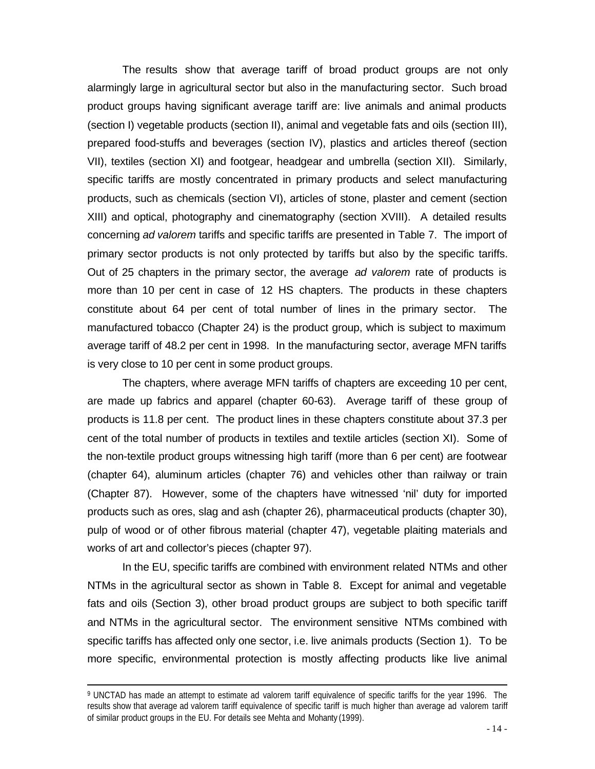The results show that average tariff of broad product groups are not only alarmingly large in agricultural sector but also in the manufacturing sector. Such broad product groups having significant average tariff are: live animals and animal products (section I) vegetable products (section II), animal and vegetable fats and oils (section III), prepared food-stuffs and beverages (section IV), plastics and articles thereof (section VII), textiles (section XI) and footgear, headgear and umbrella (section XII). Similarly, specific tariffs are mostly concentrated in primary products and select manufacturing products, such as chemicals (section VI), articles of stone, plaster and cement (section XIII) and optical, photography and cinematography (section XVIII). A detailed results concerning *ad valorem* tariffs and specific tariffs are presented in Table 7. The import of primary sector products is not only protected by tariffs but also by the specific tariffs. Out of 25 chapters in the primary sector, the average *ad valorem* rate of products is more than 10 per cent in case of 12 HS chapters. The products in these chapters constitute about 64 per cent of total number of lines in the primary sector. The manufactured tobacco (Chapter 24) is the product group, which is subject to maximum average tariff of 48.2 per cent in 1998. In the manufacturing sector, average MFN tariffs is very close to 10 per cent in some product groups.

The chapters, where average MFN tariffs of chapters are exceeding 10 per cent, are made up fabrics and apparel (chapter 60-63). Average tariff of these group of products is 11.8 per cent. The product lines in these chapters constitute about 37.3 per cent of the total number of products in textiles and textile articles (section XI). Some of the non-textile product groups witnessing high tariff (more than 6 per cent) are footwear (chapter 64), aluminum articles (chapter 76) and vehicles other than railway or train (Chapter 87). However, some of the chapters have witnessed 'nil' duty for imported products such as ores, slag and ash (chapter 26), pharmaceutical products (chapter 30), pulp of wood or of other fibrous material (chapter 47), vegetable plaiting materials and works of art and collector's pieces (chapter 97).

In the EU, specific tariffs are combined with environment related NTMs and other NTMs in the agricultural sector as shown in Table 8. Except for animal and vegetable fats and oils (Section 3), other broad product groups are subject to both specific tariff and NTMs in the agricultural sector. The environment sensitive NTMs combined with specific tariffs has affected only one sector, i.e. live animals products (Section 1). To be more specific, environmental protection is mostly affecting products like live animal

[9] UNCTAD has made an attempt to estimate ad valorem tariff equivalence of specific tariffs for the year 1996. The results show that average ad valorem tariff equivalence of specific tariff is much higher than average ad valorem tariff of similar product groups in the EU. For details see Mehta and Mohanty (1999).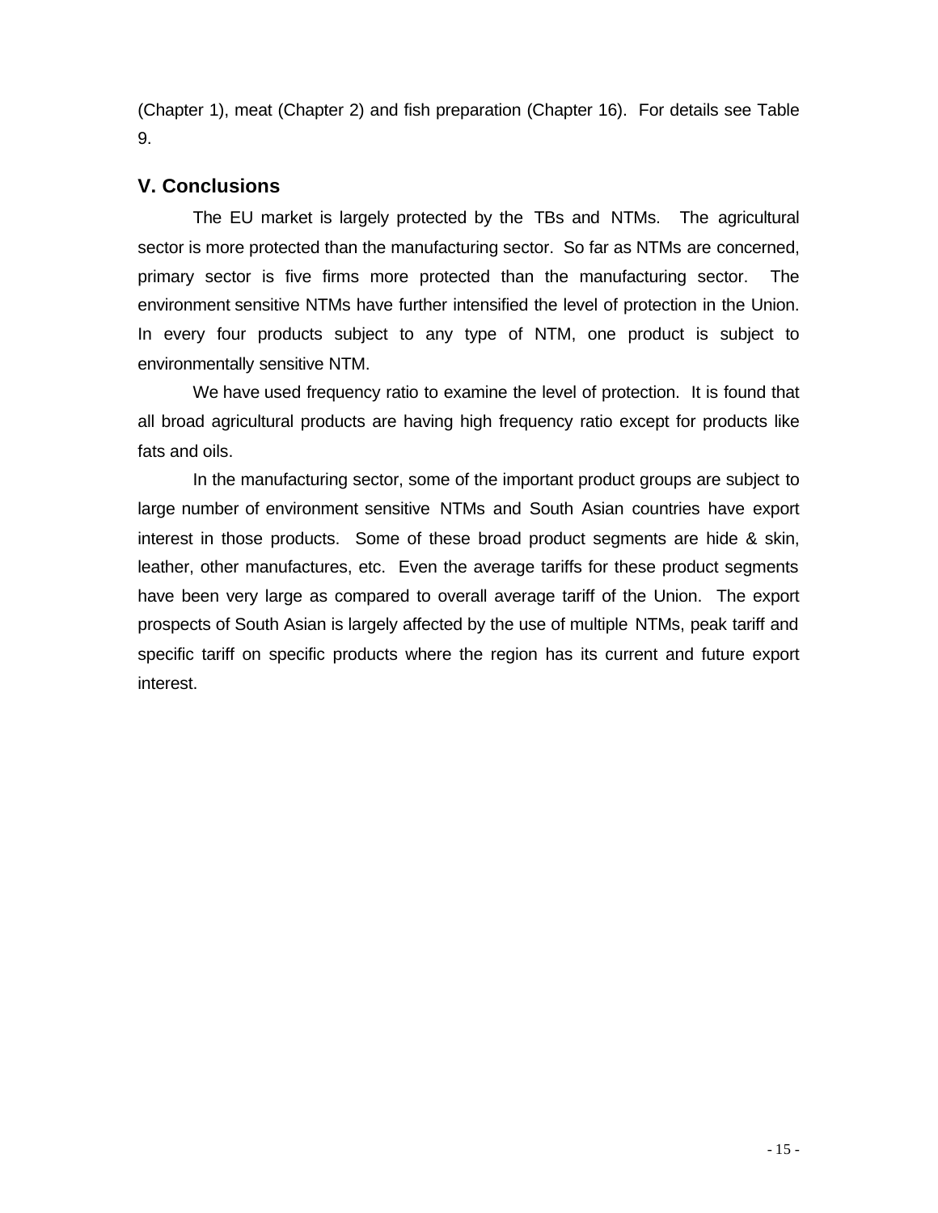(Chapter 1), meat (Chapter 2) and fish preparation (Chapter 16). For details see Table 9.

## V. Conclusions

The EU market is largely protected by the TBs and NTMs. The agricultural sector is more protected than the manufacturing sector. So far as NTMs are concerned, primary sector is five firms more protected than the manufacturing sector. The environment sensitive NTMs have further intensified the level of protection in the Union. In every four products subject to any type of NTM, one product is subject to environmentally sensitive NTM.

We have used frequency ratio to examine the level of protection. It is found that all broad agricultural products are having high frequency ratio except for products like fats and oils.

In the manufacturing sector, some of the important product groups are subject to large number of environment sensitive NTMs and South Asian countries have export interest in those products. Some of these broad product segments are hide & skin, leather, other manufactures, etc. Even the average tariffs for these product segments have been very large as compared to overall average tariff of the Union. The export prospects of South Asian is largely affected by the use of multiple NTMs, peak tariff and specific tariff on specific products where the region has its current and future export interest.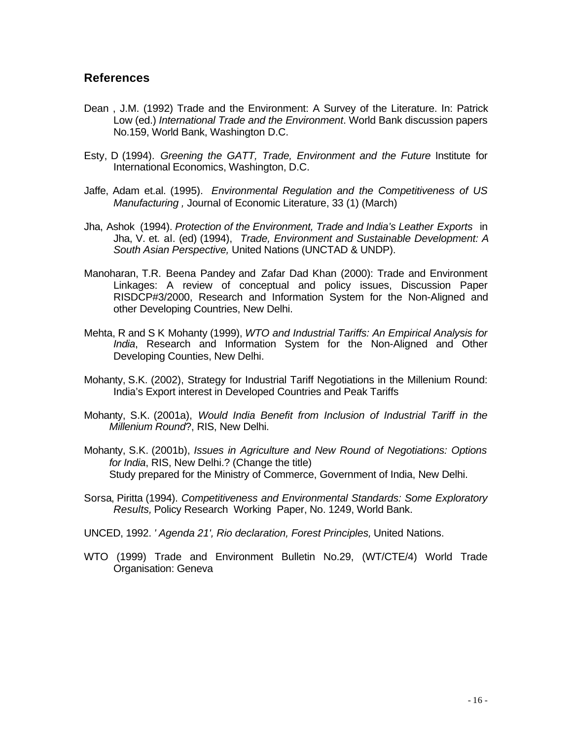## References

Dean , J.M. (1992) Trade and the Environment: A Survey of the Literature. In: Patrick Low (ed.) *International Trade and the Environment*. World Bank discussion papers No.159, World Bank, Washington D.C.

Esty, D (1994). *Greening the GATT, Trade, Environment and the Future* Institute for International Economics, Washington, D.C.

Jaffe, Adam et.al. (1995). *Environmental Regulation and the Competitiveness of US Manufacturing ,* Journal of Economic Literature, 33 (1) (March)

Jha, Ashok (1994). *Protection of the Environment, Trade and India's Leather Exports* in Jha, V. et. al. (ed) (1994), *Trade, Environment and Sustainable Development: A South Asian Perspective,* United Nations (UNCTAD & UNDP).

Manoharan, T.R. Beena Pandey and Zafar Dad Khan (2000): Trade and Environment Linkages: A review of conceptual and policy issues, Discussion Paper RISDCP#3/2000, Research and Information System for the Non-Aligned and other Developing Countries, New Delhi.

Mehta, R and S K Mohanty (1999), *WTO and Industrial Tariffs: An Empirical Analysis for India*, Research and Information System for the Non-Aligned and Other Developing Counties, New Delhi.

Mohanty, S.K. (2002), Strategy for Industrial Tariff Negotiations in the Millenium Round: India's Export interest in Developed Countries and Peak Tariffs

Mohanty, S.K. (2001a), *Would India Benefit from Inclusion of Industrial Tariff in the Millenium Round*?, RIS, New Delhi.

Mohanty, S.K. (2001b), *Issues in Agriculture and New Round of Negotiations: Options for India*, RIS, New Delhi.? (Change the title)
Study prepared for the Ministry of Commerce, Government of India, New Delhi.

Sorsa, Piritta (1994). *Competitiveness and Environmental Standards: Some Exploratory Results,* Policy Research Working Paper, No. 1249, World Bank.

UNCED, 1992. *' Agenda 21', Rio declaration, Forest Principles,* United Nations.

WTO (1999) Trade and Environment Bulletin No.29, (WT/CTE/4) World Trade Organisation: Geneva